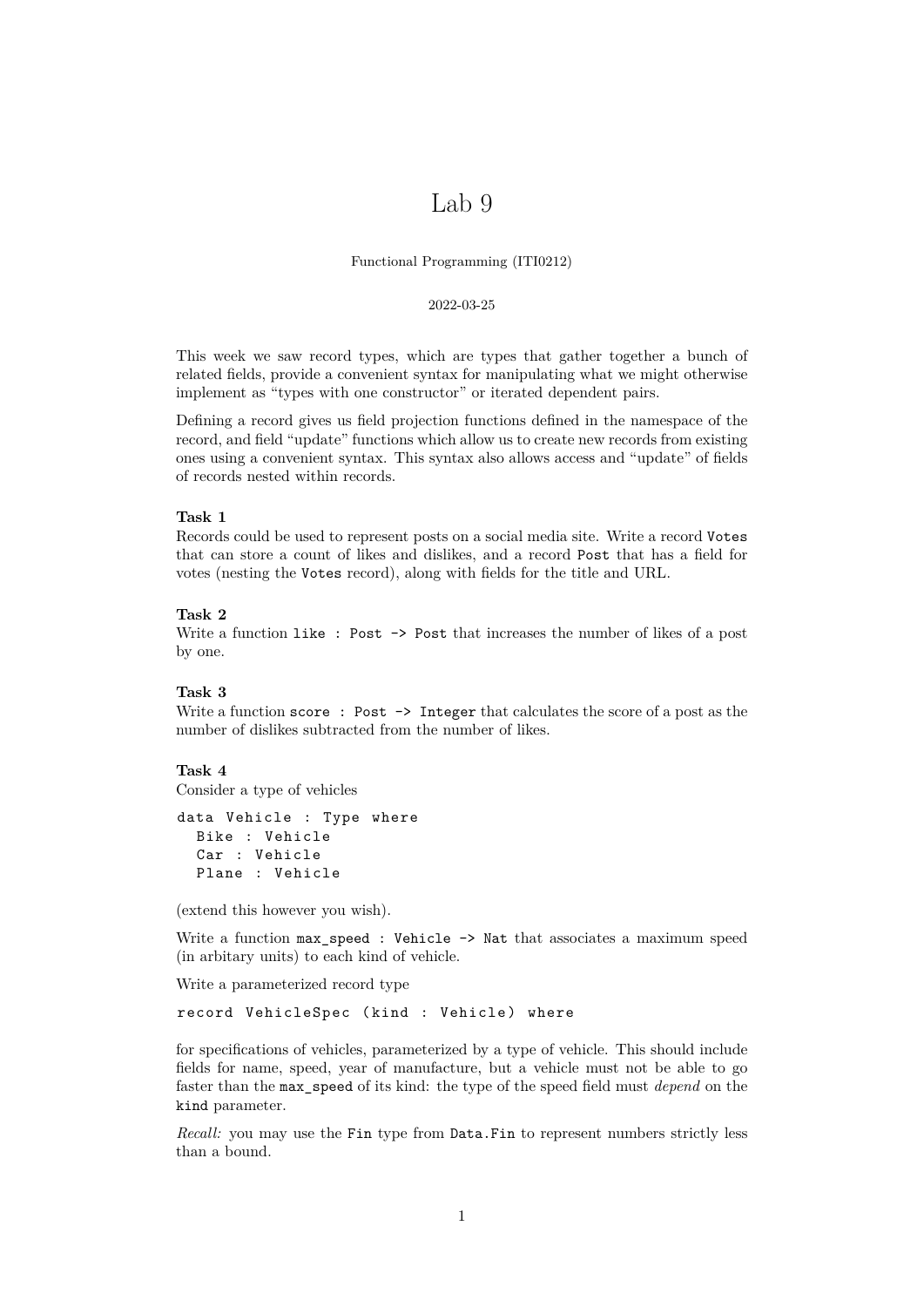# Lab 9

Functional Programming (ITI0212)

2022-03-25

This week we saw record types, which are types that gather together a bunch of related fields, provide a convenient syntax for manipulating what we might otherwise implement as "types with one constructor" or iterated dependent pairs.

Defining a record gives us field projection functions defined in the namespace of the record, and field "update" functions which allow us to create new records from existing ones using a convenient syntax. This syntax also allows access and "update" of fields of records nested within records.

**Task 1**
Records could be used to represent posts on a social media site. Write a record `Votes` that can store a count of likes and dislikes, and a record `Post` that has a field for votes (nesting the `Votes` record), along with fields for the title and URL.

**Task 2**
Write a function `like : Post -> Post` that increases the number of likes of a post by one.

**Task 3**
Write a function `score : Post -> Integer` that calculates the score of a post as the number of dislikes subtracted from the number of likes.

**Task 4**
Consider a type of vehicles

```
data Vehicle : Type where
  Bike : Vehicle
  Car : Vehicle
  Plane : Vehicle
```

(extend this however you wish).

Write a function `max_speed : Vehicle -> Nat` that associates a maximum speed (in arbitary units) to each kind of vehicle.

Write a parameterized record type

```
record VehicleSpec (kind : Vehicle) where
```

for specifications of vehicles, parameterized by a type of vehicle. This should include fields for name, speed, year of manufacture, but a vehicle must not be able to go faster than the `max_speed` of its kind: the type of the speed field must *depend* on the `kind` parameter.

*Recall:* you may use the `Fin` type from `Data.Fin` to represent numbers strictly less than a bound.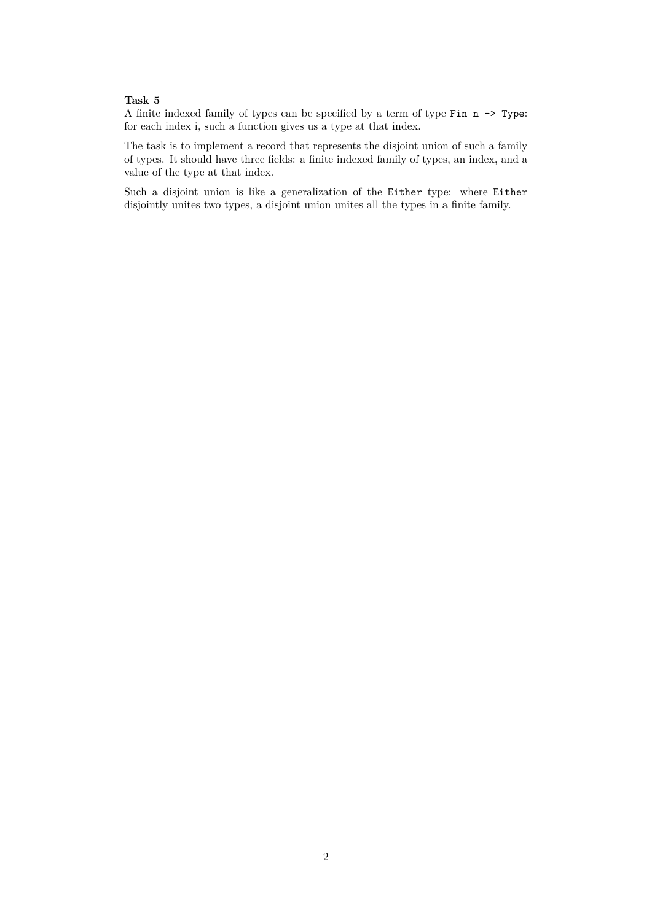**Task 5**
A finite indexed family of types can be specified by a term of type `Fin n -> Type`: for each index i, such a function gives us a type at that index.

The task is to implement a record that represents the disjoint union of such a family of types. It should have three fields: a finite indexed family of types, an index, and a value of the type at that index.

Such a disjoint union is like a generalization of the `Either` type: where `Either` disjointly unites two types, a disjoint union unites all the types in a finite family.